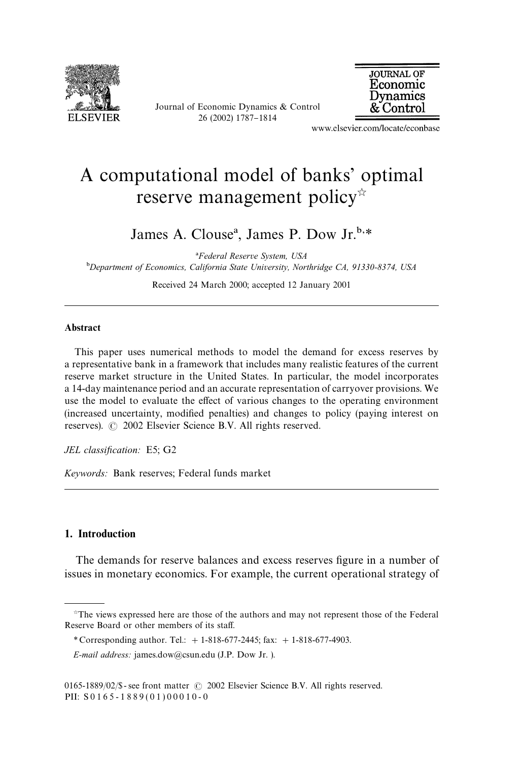# A computational model of banks' optimal reserve management policy[☆]

James A. Clouse[a], James P. Dow Jr.[b,*]

[a]Federal Reserve System, USA

[b]Department of Economics, California State University, Northridge CA, 91330-8374, USA

Received 24 March 2000; accepted 12 January 2001

---

### Abstract

This paper uses numerical methods to model the demand for excess reserves by a representative bank in a framework that includes many realistic features of the current reserve market structure in the United States. In particular, the model incorporates a 14-day maintenance period and an accurate representation of carryover provisions. We use the model to evaluate the effect of various changes to the operating environment (increased uncertainty, modified penalties) and changes to policy (paying interest on reserves). © 2002 Elsevier Science B.V. All rights reserved.

*JEL classification:* E5; G2

*Keywords:* Bank reserves; Federal funds market

---

## 1. Introduction

The demands for reserve balances and excess reserves figure in a number of issues in monetary economics. For example, the current operational strategy of

---

[☆]The views expressed here are those of the authors and may not represent those of the Federal Reserve Board or other members of its staff.

*Corresponding author. Tel.: + 1-818-677-2445; fax: + 1-818-677-4903.

*E-mail address:* james.dow@csun.edu (J.P. Dow Jr. ).

0165-1889/02/$ - see front matter © 2002 Elsevier Science B.V. All rights reserved.
PII: S0165-1889(01)00010-0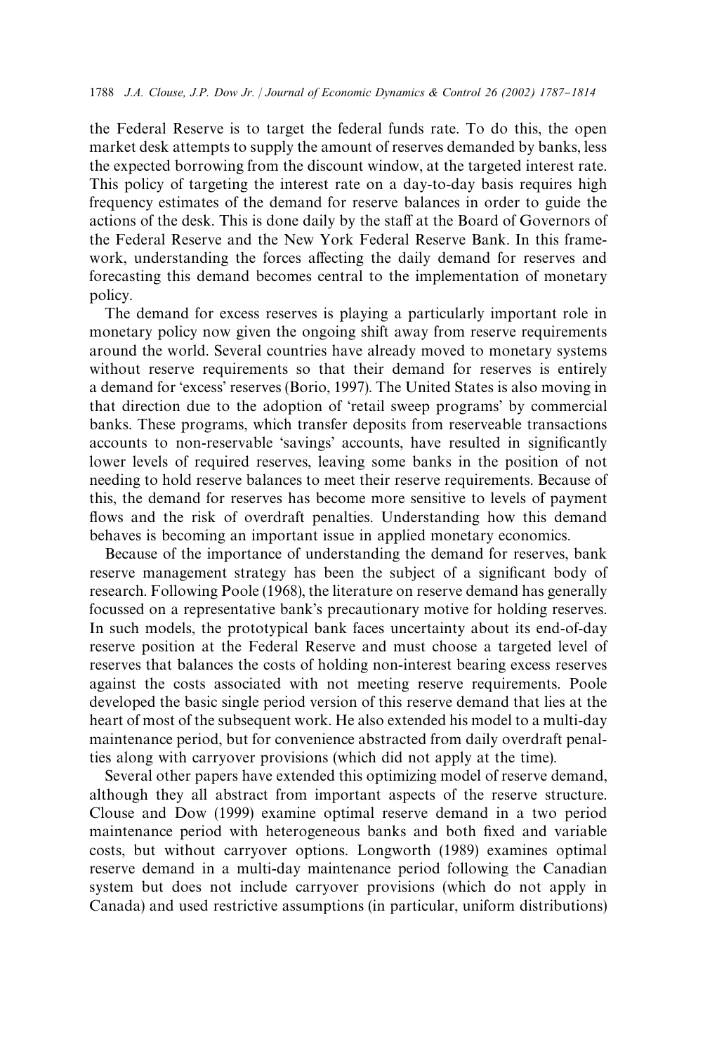the Federal Reserve is to target the federal funds rate. To do this, the open market desk attempts to supply the amount of reserves demanded by banks, less the expected borrowing from the discount window, at the targeted interest rate. This policy of targeting the interest rate on a day-to-day basis requires high frequency estimates of the demand for reserve balances in order to guide the actions of the desk. This is done daily by the staff at the Board of Governors of the Federal Reserve and the New York Federal Reserve Bank. In this framework, understanding the forces affecting the daily demand for reserves and forecasting this demand becomes central to the implementation of monetary policy.

The demand for excess reserves is playing a particularly important role in monetary policy now given the ongoing shift away from reserve requirements around the world. Several countries have already moved to monetary systems without reserve requirements so that their demand for reserves is entirely a demand for 'excess' reserves (Borio, 1997). The United States is also moving in that direction due to the adoption of 'retail sweep programs' by commercial banks. These programs, which transfer deposits from reserveable transactions accounts to non-reservable 'savings' accounts, have resulted in significantly lower levels of required reserves, leaving some banks in the position of not needing to hold reserve balances to meet their reserve requirements. Because of this, the demand for reserves has become more sensitive to levels of payment flows and the risk of overdraft penalties. Understanding how this demand behaves is becoming an important issue in applied monetary economics.

Because of the importance of understanding the demand for reserves, bank reserve management strategy has been the subject of a significant body of research. Following Poole (1968), the literature on reserve demand has generally focussed on a representative bank's precautionary motive for holding reserves. In such models, the prototypical bank faces uncertainty about its end-of-day reserve position at the Federal Reserve and must choose a targeted level of reserves that balances the costs of holding non-interest bearing excess reserves against the costs associated with not meeting reserve requirements. Poole developed the basic single period version of this reserve demand that lies at the heart of most of the subsequent work. He also extended his model to a multi-day maintenance period, but for convenience abstracted from daily overdraft penalties along with carryover provisions (which did not apply at the time).

Several other papers have extended this optimizing model of reserve demand, although they all abstract from important aspects of the reserve structure. Clouse and Dow (1999) examine optimal reserve demand in a two period maintenance period with heterogeneous banks and both fixed and variable costs, but without carryover options. Longworth (1989) examines optimal reserve demand in a multi-day maintenance period following the Canadian system but does not include carryover provisions (which do not apply in Canada) and used restrictive assumptions (in particular, uniform distributions)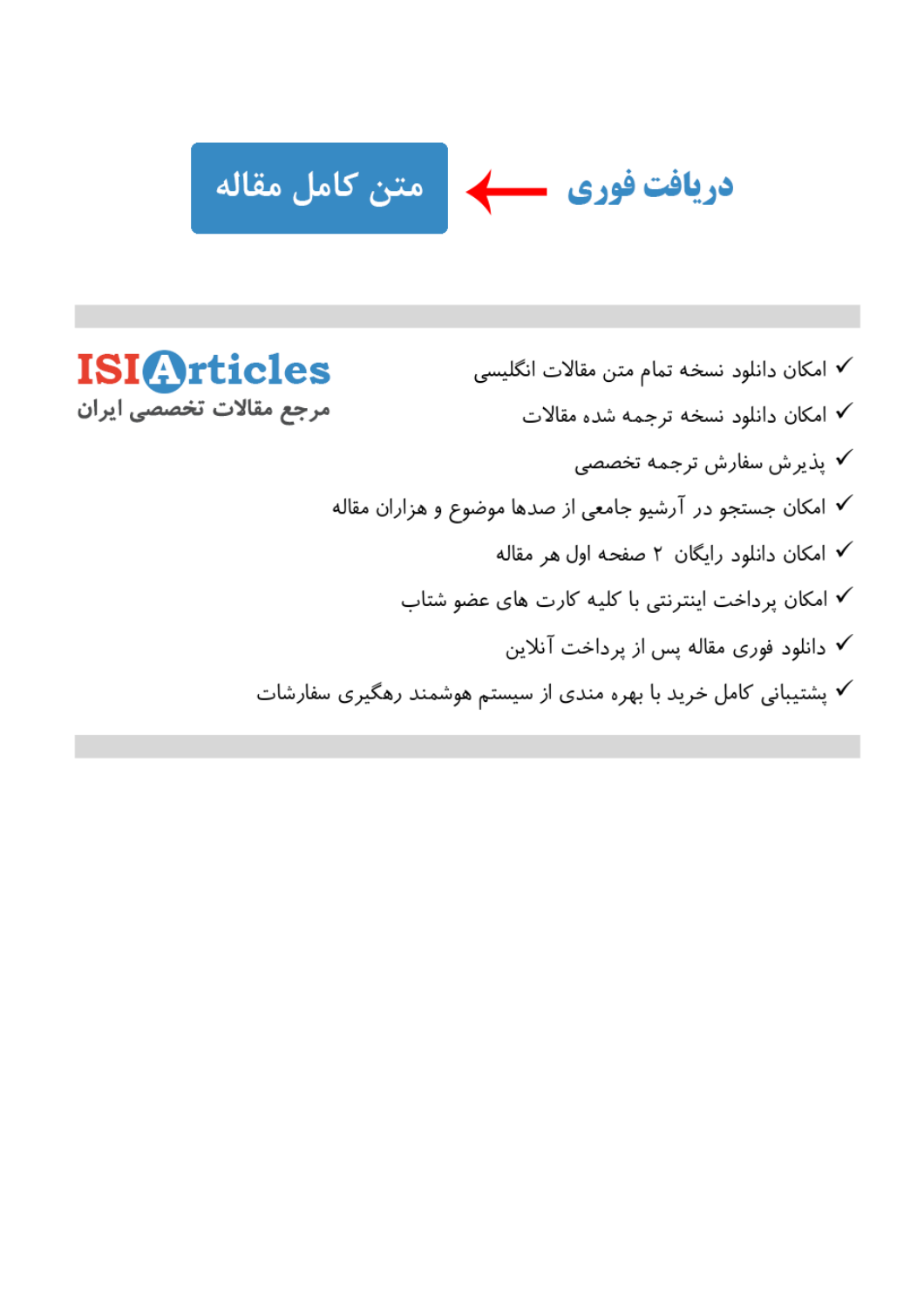دریافت فوری ← متن کامل مقاله

**ISIArticles**
مرجع مقالات تخصصی ایران

- ✓ امکان دانلود نسخه تمام متن مقالات انگلیسی
- ✓ امکان دانلود نسخه ترجمه شده مقالات
- ✓ پذیرش سفارش ترجمه تخصصی
- ✓ امکان جستجو در آرشیو جامعی از صدها موضوع و هزاران مقاله
- ✓ امکان دانلود رایگان ۲ صفحه اول هر مقاله
- ✓ امکان پرداخت اینترنتی با کلیه کارت های عضو شتاب
- ✓ دانلود فوری مقاله پس از پرداخت آنلاین
- ✓ پشتیبانی کامل خرید با بهره مندی از سیستم هوشمند رهگیری سفارشات